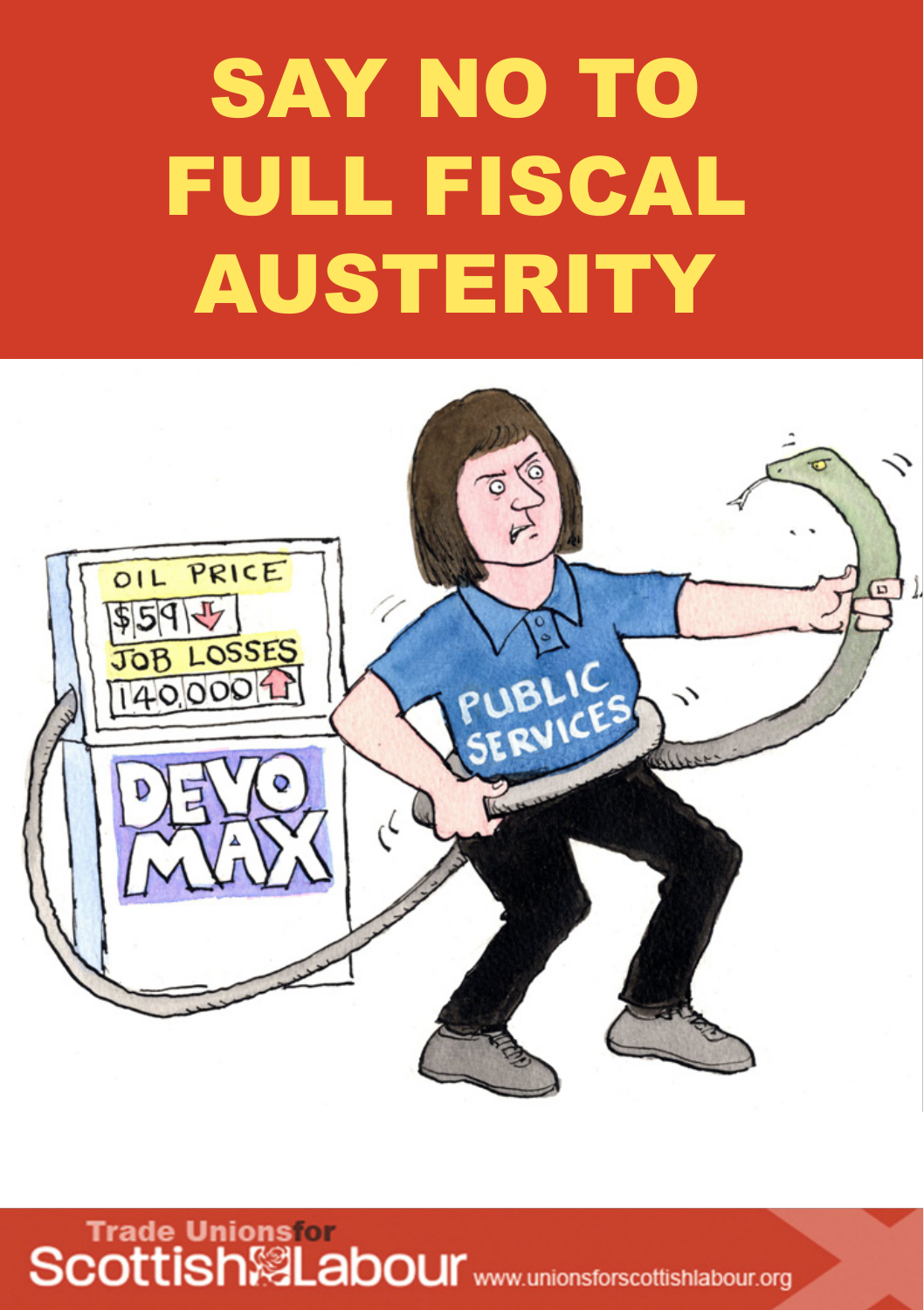# SAY NO TO FULL FISCAL AUSTERITY

OIL PRICE

$59

JOB LOSSES

140,000

DEVO MAX

PUBLIC SERVICES

Trade Unions for Scottish Labour www.unionsforscottishlabour.org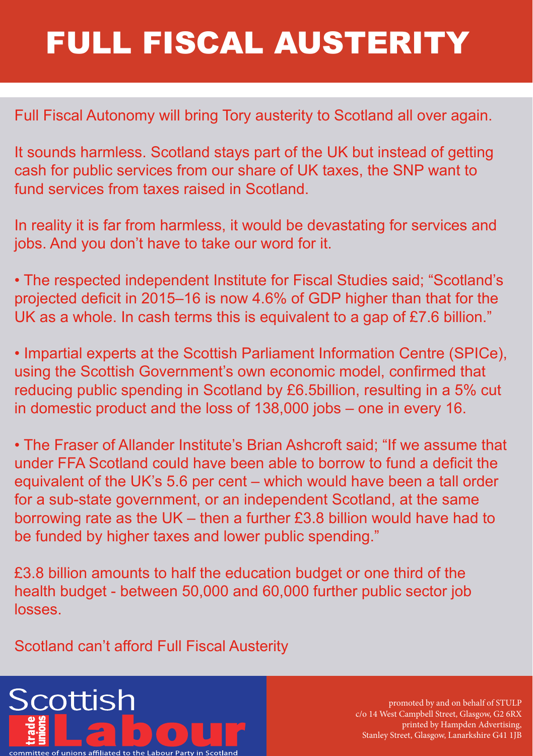# FULL FISCAL AUSTERITY

Full Fiscal Autonomy will bring Tory austerity to Scotland all over again.

It sounds harmless. Scotland stays part of the UK but instead of getting cash for public services from our share of UK taxes, the SNP want to fund services from taxes raised in Scotland.

In reality it is far from harmless, it would be devastating for services and jobs. And you don't have to take our word for it.

- The respected independent Institute for Fiscal Studies said; "Scotland's projected deficit in 2015–16 is now 4.6% of GDP higher than that for the UK as a whole. In cash terms this is equivalent to a gap of £7.6 billion."

- Impartial experts at the Scottish Parliament Information Centre (SPICe), using the Scottish Government's own economic model, confirmed that reducing public spending in Scotland by £6.5billion, resulting in a 5% cut in domestic product and the loss of 138,000 jobs – one in every 16.

- The Fraser of Allander Institute's Brian Ashcroft said; "If we assume that under FFA Scotland could have been able to borrow to fund a deficit the equivalent of the UK's 5.6 per cent – which would have been a tall order for a sub-state government, or an independent Scotland, at the same borrowing rate as the UK – then a further £3.8 billion would have had to be funded by higher taxes and lower public spending."

£3.8 billion amounts to half the education budget or one third of the health budget - between 50,000 and 60,000 further public sector job losses.

Scotland can't afford Full Fiscal Austerity

Scottish trade unions Labour

committee of unions affiliated to the Labour Party in Scotland

promoted by and on behalf of STULP
c/o 14 West Campbell Street, Glasgow, G2 6RX
printed by Hampden Advertising,
Stanley Street, Glasgow, Lanarkshire G41 1JB